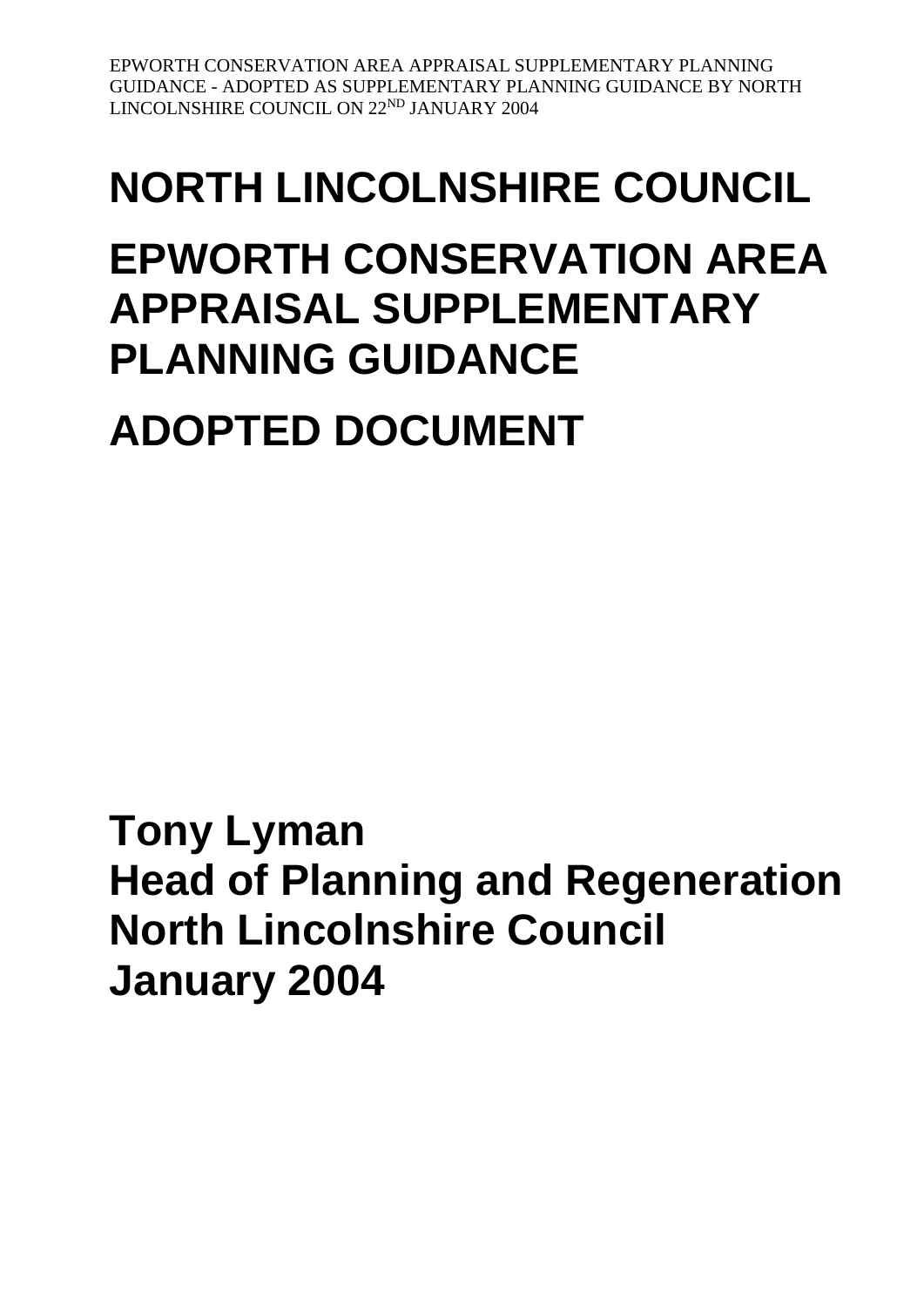# NORTH LINCOLNSHIRE COUNCIL

# EPWORTH CONSERVATION AREA APPRAISAL SUPPLEMENTARY PLANNING GUIDANCE

# ADOPTED DOCUMENT

**Tony Lyman**
**Head of Planning and Regeneration**
**North Lincolnshire Council**
**January 2004**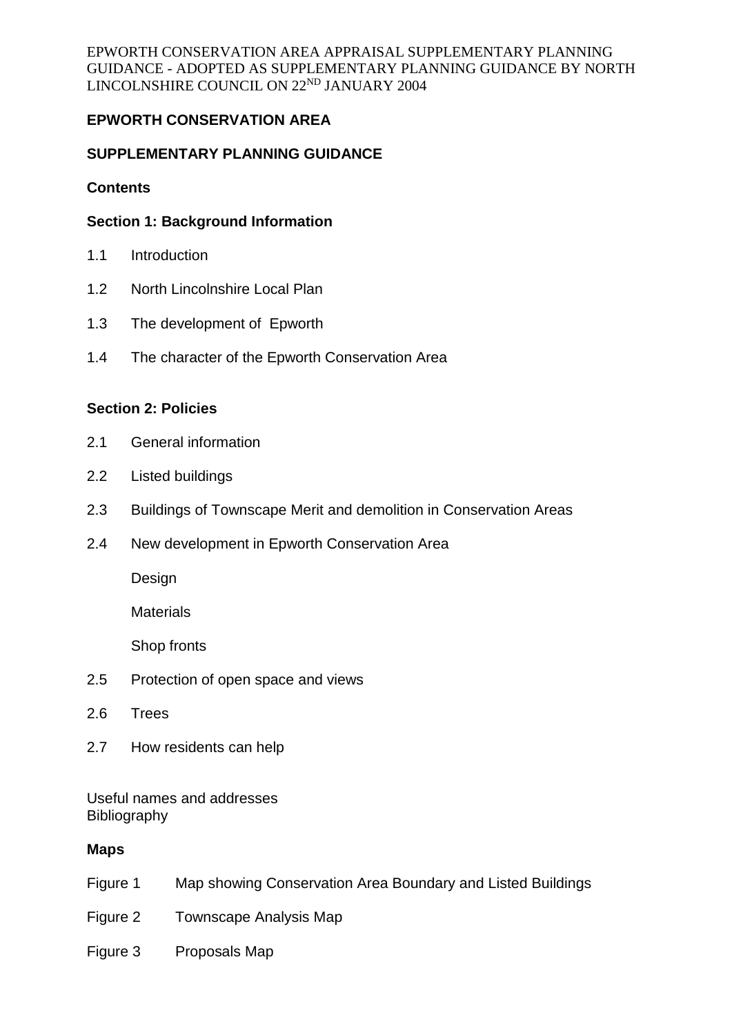# EPWORTH CONSERVATION AREA

## SUPPLEMENTARY PLANNING GUIDANCE

**Contents**

**Section 1: Background Information**

1.1 Introduction

1.2 North Lincolnshire Local Plan

1.3 The development of Epworth

1.4 The character of the Epworth Conservation Area

**Section 2: Policies**

2.1 General information

2.2 Listed buildings

2.3 Buildings of Townscape Merit and demolition in Conservation Areas

2.4 New development in Epworth Conservation Area

- Design
- Materials
- Shop fronts

2.5 Protection of open space and views

2.6 Trees

2.7 How residents can help

Useful names and addresses
Bibliography

**Maps**

Figure 1 Map showing Conservation Area Boundary and Listed Buildings

Figure 2 Townscape Analysis Map

Figure 3 Proposals Map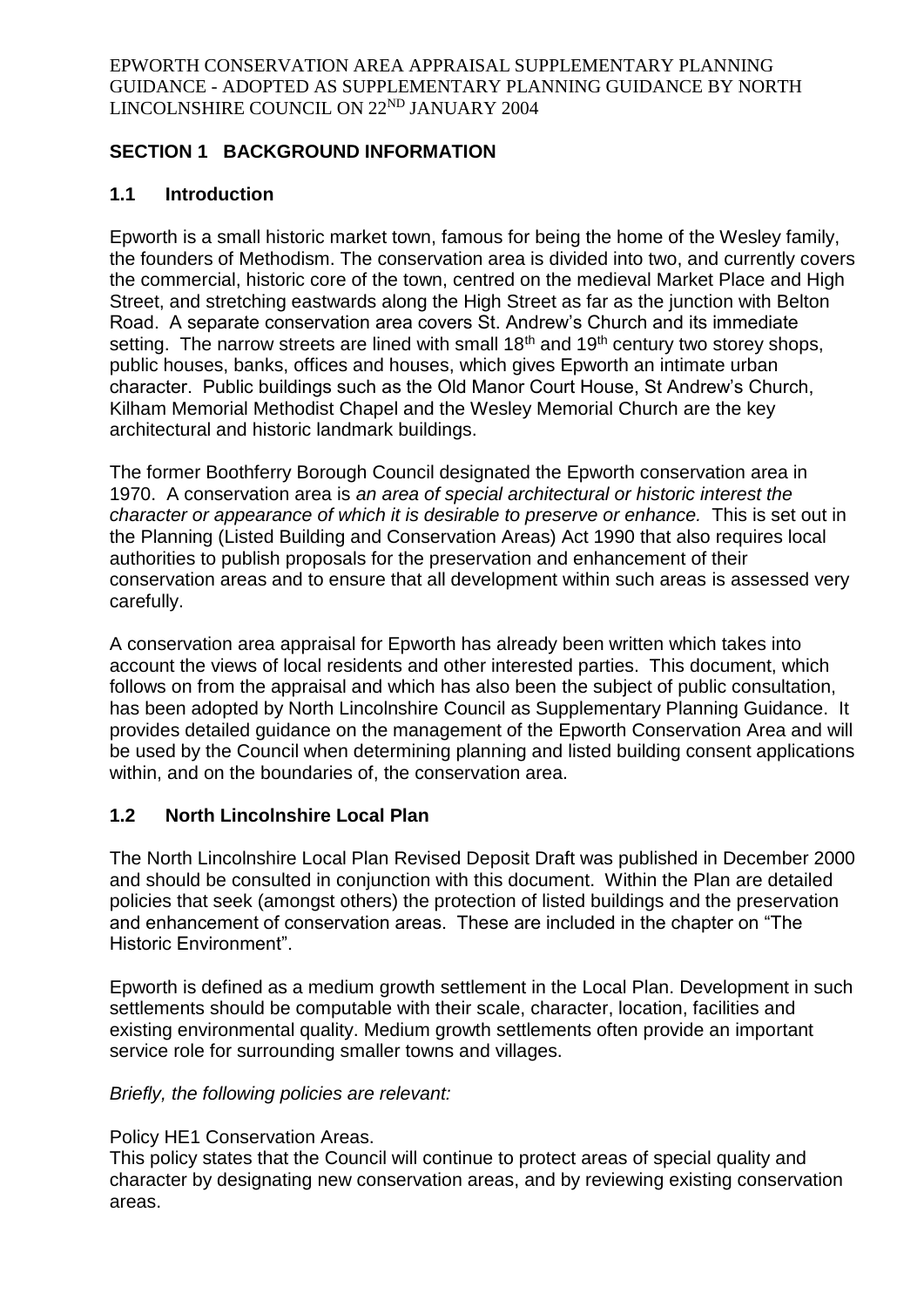EPWORTH CONSERVATION AREA APPRAISAL SUPPLEMENTARY PLANNING GUIDANCE - ADOPTED AS SUPPLEMENTARY PLANNING GUIDANCE BY NORTH LINCOLNSHIRE COUNCIL ON 22ND JANUARY 2004

## SECTION 1 BACKGROUND INFORMATION

### 1.1 Introduction

Epworth is a small historic market town, famous for being the home of the Wesley family, the founders of Methodism. The conservation area is divided into two, and currently covers the commercial, historic core of the town, centred on the medieval Market Place and High Street, and stretching eastwards along the High Street as far as the junction with Belton Road. A separate conservation area covers St. Andrew's Church and its immediate setting. The narrow streets are lined with small 18th and 19th century two storey shops, public houses, banks, offices and houses, which gives Epworth an intimate urban character. Public buildings such as the Old Manor Court House, St Andrew's Church, Kilham Memorial Methodist Chapel and the Wesley Memorial Church are the key architectural and historic landmark buildings.

The former Boothferry Borough Council designated the Epworth conservation area in 1970. A conservation area is *an area of special architectural or historic interest the character or appearance of which it is desirable to preserve or enhance.* This is set out in the Planning (Listed Building and Conservation Areas) Act 1990 that also requires local authorities to publish proposals for the preservation and enhancement of their conservation areas and to ensure that all development within such areas is assessed very carefully.

A conservation area appraisal for Epworth has already been written which takes into account the views of local residents and other interested parties. This document, which follows on from the appraisal and which has also been the subject of public consultation, has been adopted by North Lincolnshire Council as Supplementary Planning Guidance. It provides detailed guidance on the management of the Epworth Conservation Area and will be used by the Council when determining planning and listed building consent applications within, and on the boundaries of, the conservation area.

### 1.2 North Lincolnshire Local Plan

The North Lincolnshire Local Plan Revised Deposit Draft was published in December 2000 and should be consulted in conjunction with this document. Within the Plan are detailed policies that seek (amongst others) the protection of listed buildings and the preservation and enhancement of conservation areas. These are included in the chapter on "The Historic Environment".

Epworth is defined as a medium growth settlement in the Local Plan. Development in such settlements should be computable with their scale, character, location, facilities and existing environmental quality. Medium growth settlements often provide an important service role for surrounding smaller towns and villages.

*Briefly, the following policies are relevant:*

Policy HE1 Conservation Areas.
This policy states that the Council will continue to protect areas of special quality and character by designating new conservation areas, and by reviewing existing conservation areas.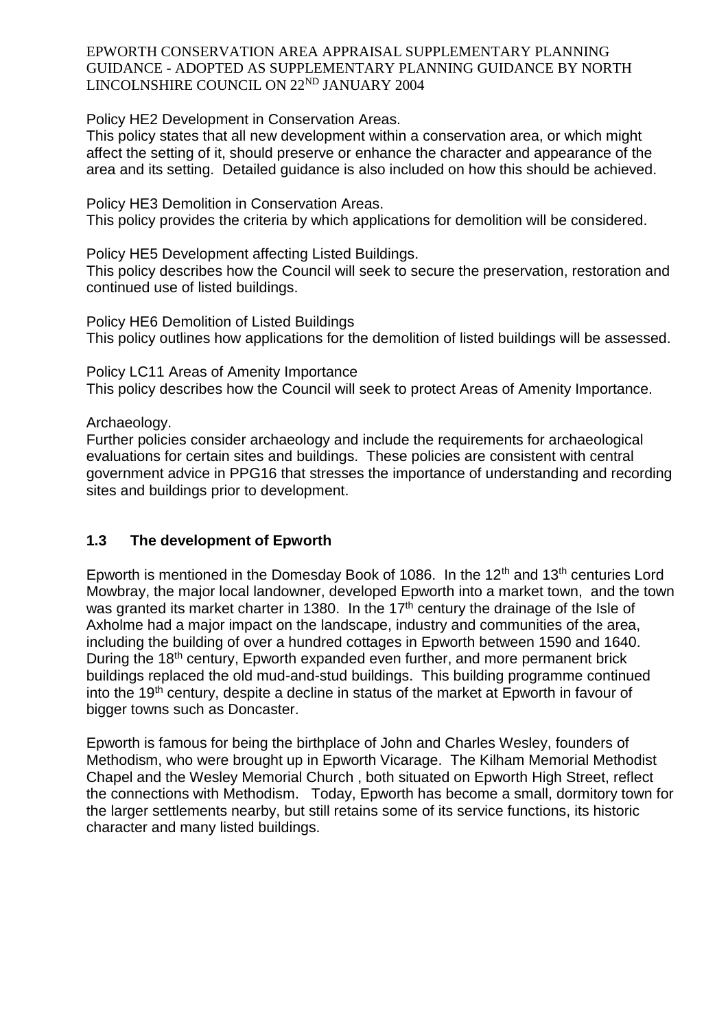Policy HE2 Development in Conservation Areas.
This policy states that all new development within a conservation area, or which might affect the setting of it, should preserve or enhance the character and appearance of the area and its setting. Detailed guidance is also included on how this should be achieved.

Policy HE3 Demolition in Conservation Areas.
This policy provides the criteria by which applications for demolition will be considered.

Policy HE5 Development affecting Listed Buildings.
This policy describes how the Council will seek to secure the preservation, restoration and continued use of listed buildings.

Policy HE6 Demolition of Listed Buildings
This policy outlines how applications for the demolition of listed buildings will be assessed.

Policy LC11 Areas of Amenity Importance
This policy describes how the Council will seek to protect Areas of Amenity Importance.

Archaeology.
Further policies consider archaeology and include the requirements for archaeological evaluations for certain sites and buildings. These policies are consistent with central government advice in PPG16 that stresses the importance of understanding and recording sites and buildings prior to development.

### 1.3 The development of Epworth

Epworth is mentioned in the Domesday Book of 1086. In the 12th and 13th centuries Lord Mowbray, the major local landowner, developed Epworth into a market town, and the town was granted its market charter in 1380. In the 17th century the drainage of the Isle of Axholme had a major impact on the landscape, industry and communities of the area, including the building of over a hundred cottages in Epworth between 1590 and 1640. During the 18th century, Epworth expanded even further, and more permanent brick buildings replaced the old mud-and-stud buildings. This building programme continued into the 19th century, despite a decline in status of the market at Epworth in favour of bigger towns such as Doncaster.

Epworth is famous for being the birthplace of John and Charles Wesley, founders of Methodism, who were brought up in Epworth Vicarage. The Kilham Memorial Methodist Chapel and the Wesley Memorial Church , both situated on Epworth High Street, reflect the connections with Methodism. Today, Epworth has become a small, dormitory town for the larger settlements nearby, but still retains some of its service functions, its historic character and many listed buildings.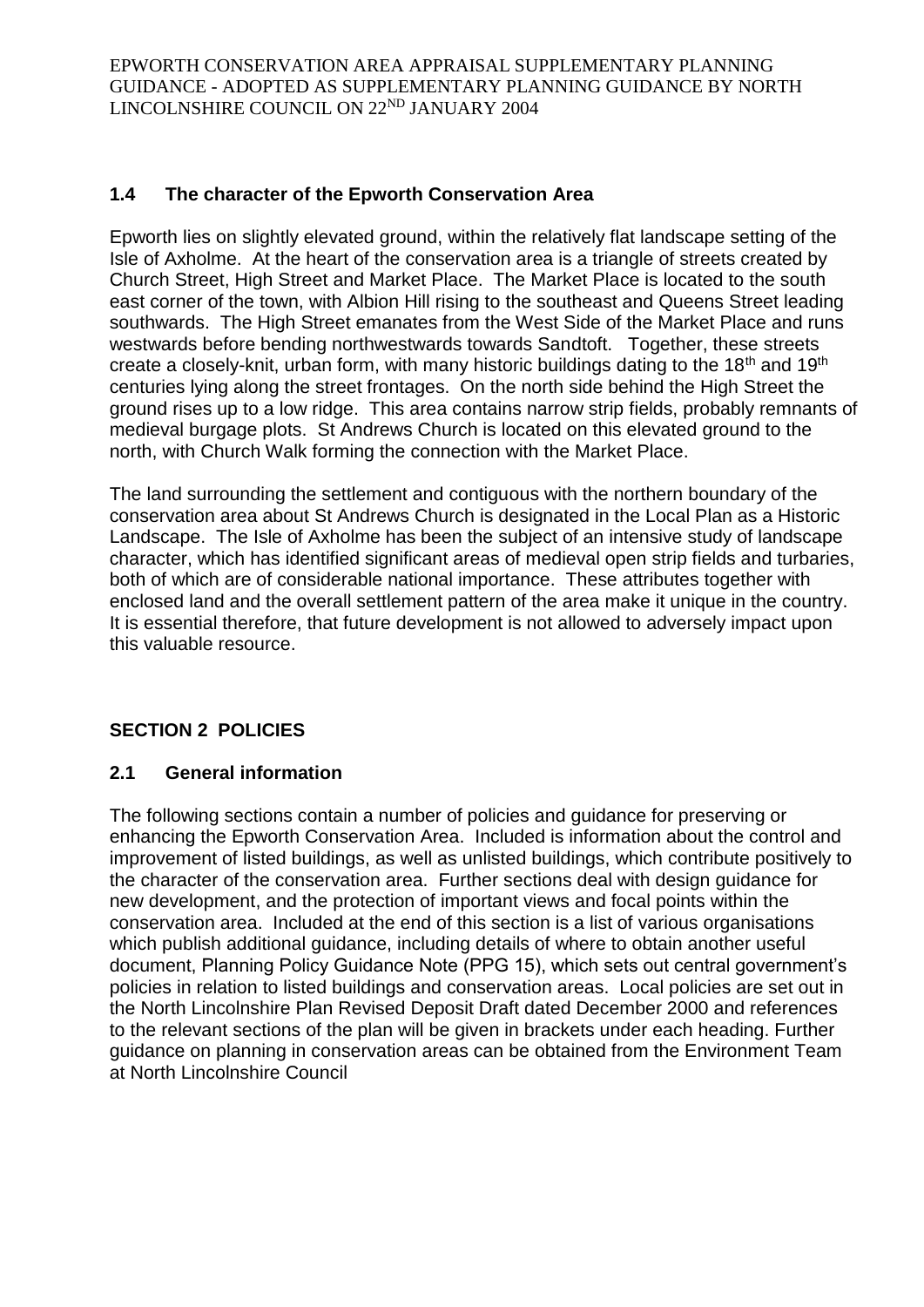## 1.4 The character of the Epworth Conservation Area

Epworth lies on slightly elevated ground, within the relatively flat landscape setting of the Isle of Axholme. At the heart of the conservation area is a triangle of streets created by Church Street, High Street and Market Place. The Market Place is located to the south east corner of the town, with Albion Hill rising to the southeast and Queens Street leading southwards. The High Street emanates from the West Side of the Market Place and runs westwards before bending northwestwards towards Sandtoft. Together, these streets create a closely-knit, urban form, with many historic buildings dating to the 18th and 19th centuries lying along the street frontages. On the north side behind the High Street the ground rises up to a low ridge. This area contains narrow strip fields, probably remnants of medieval burgage plots. St Andrews Church is located on this elevated ground to the north, with Church Walk forming the connection with the Market Place.

The land surrounding the settlement and contiguous with the northern boundary of the conservation area about St Andrews Church is designated in the Local Plan as a Historic Landscape. The Isle of Axholme has been the subject of an intensive study of landscape character, which has identified significant areas of medieval open strip fields and turbaries, both of which are of considerable national importance. These attributes together with enclosed land and the overall settlement pattern of the area make it unique in the country. It is essential therefore, that future development is not allowed to adversely impact upon this valuable resource.

# SECTION 2 POLICIES

## 2.1 General information

The following sections contain a number of policies and guidance for preserving or enhancing the Epworth Conservation Area. Included is information about the control and improvement of listed buildings, as well as unlisted buildings, which contribute positively to the character of the conservation area. Further sections deal with design guidance for new development, and the protection of important views and focal points within the conservation area. Included at the end of this section is a list of various organisations which publish additional guidance, including details of where to obtain another useful document, Planning Policy Guidance Note (PPG 15), which sets out central government's policies in relation to listed buildings and conservation areas. Local policies are set out in the North Lincolnshire Plan Revised Deposit Draft dated December 2000 and references to the relevant sections of the plan will be given in brackets under each heading. Further guidance on planning in conservation areas can be obtained from the Environment Team at North Lincolnshire Council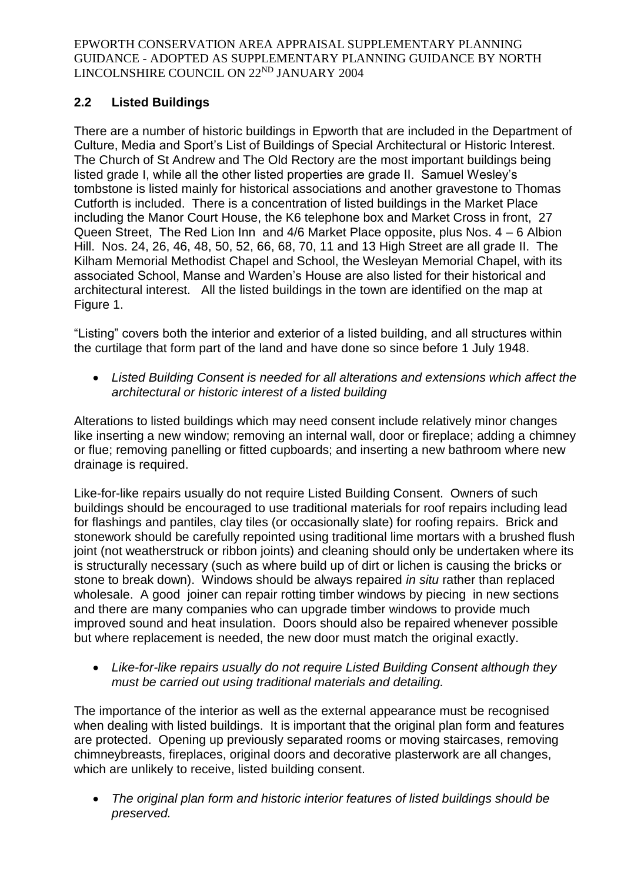## 2.2 Listed Buildings

There are a number of historic buildings in Epworth that are included in the Department of Culture, Media and Sport's List of Buildings of Special Architectural or Historic Interest. The Church of St Andrew and The Old Rectory are the most important buildings being listed grade I, while all the other listed properties are grade II. Samuel Wesley's tombstone is listed mainly for historical associations and another gravestone to Thomas Cutforth is included. There is a concentration of listed buildings in the Market Place including the Manor Court House, the K6 telephone box and Market Cross in front, 27 Queen Street, The Red Lion Inn and 4/6 Market Place opposite, plus Nos. 4 – 6 Albion Hill. Nos. 24, 26, 46, 48, 50, 52, 66, 68, 70, 11 and 13 High Street are all grade II. The Kilham Memorial Methodist Chapel and School, the Wesleyan Memorial Chapel, with its associated School, Manse and Warden's House are also listed for their historical and architectural interest. All the listed buildings in the town are identified on the map at Figure 1.

"Listing" covers both the interior and exterior of a listed building, and all structures within the curtilage that form part of the land and have done so since before 1 July 1948.

- *Listed Building Consent is needed for all alterations and extensions which affect the architectural or historic interest of a listed building*

Alterations to listed buildings which may need consent include relatively minor changes like inserting a new window; removing an internal wall, door or fireplace; adding a chimney or flue; removing panelling or fitted cupboards; and inserting a new bathroom where new drainage is required.

Like-for-like repairs usually do not require Listed Building Consent. Owners of such buildings should be encouraged to use traditional materials for roof repairs including lead for flashings and pantiles, clay tiles (or occasionally slate) for roofing repairs. Brick and stonework should be carefully repointed using traditional lime mortars with a brushed flush joint (not weatherstruck or ribbon joints) and cleaning should only be undertaken where its is structurally necessary (such as where build up of dirt or lichen is causing the bricks or stone to break down). Windows should be always repaired *in situ* rather than replaced wholesale. A good joiner can repair rotting timber windows by piecing in new sections and there are many companies who can upgrade timber windows to provide much improved sound and heat insulation. Doors should also be repaired whenever possible but where replacement is needed, the new door must match the original exactly.

- *Like-for-like repairs usually do not require Listed Building Consent although they must be carried out using traditional materials and detailing.*

The importance of the interior as well as the external appearance must be recognised when dealing with listed buildings. It is important that the original plan form and features are protected. Opening up previously separated rooms or moving staircases, removing chimneybreasts, fireplaces, original doors and decorative plasterwork are all changes, which are unlikely to receive, listed building consent.

- *The original plan form and historic interior features of listed buildings should be preserved.*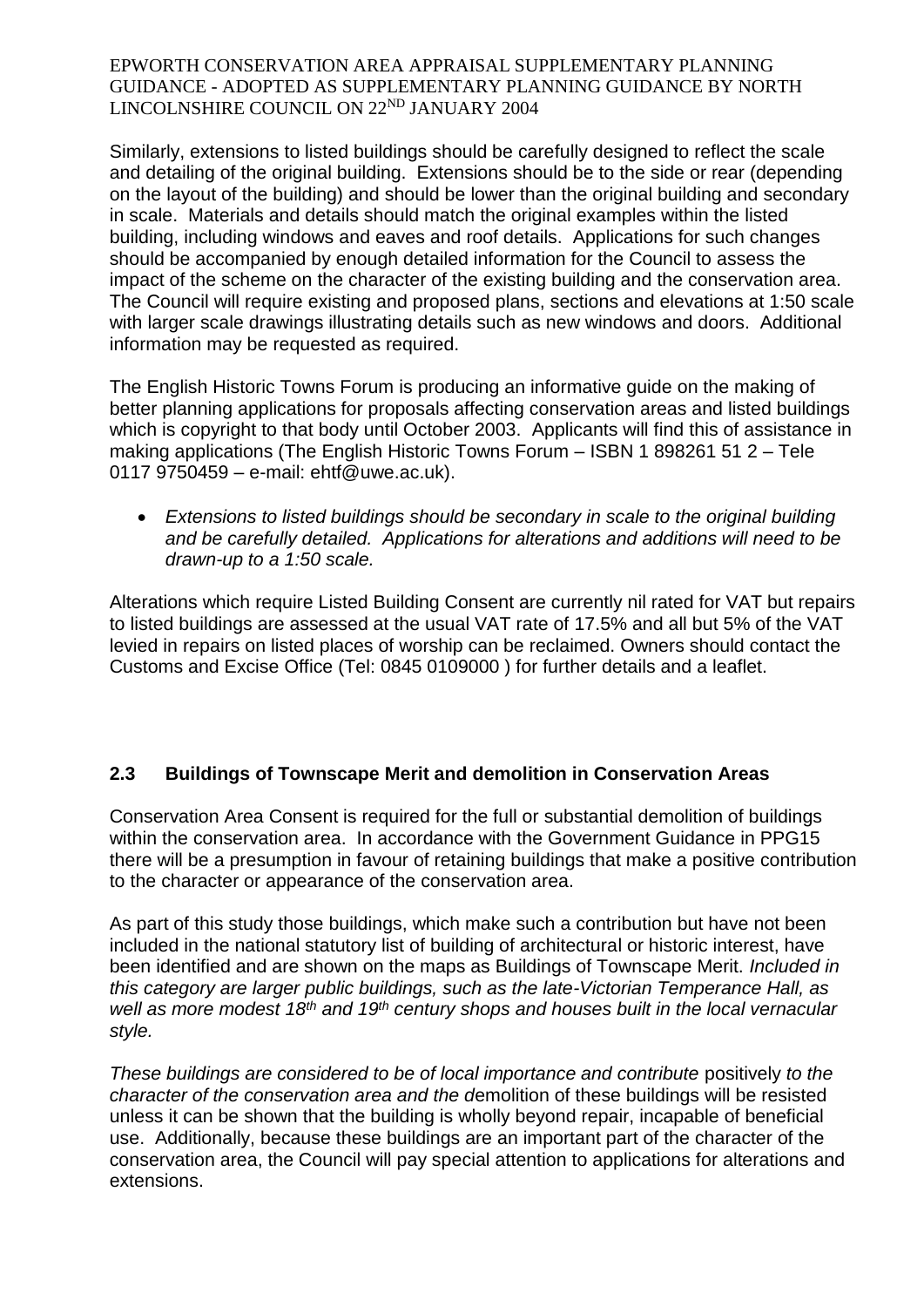Similarly, extensions to listed buildings should be carefully designed to reflect the scale and detailing of the original building. Extensions should be to the side or rear (depending on the layout of the building) and should be lower than the original building and secondary in scale. Materials and details should match the original examples within the listed building, including windows and eaves and roof details. Applications for such changes should be accompanied by enough detailed information for the Council to assess the impact of the scheme on the character of the existing building and the conservation area. The Council will require existing and proposed plans, sections and elevations at 1:50 scale with larger scale drawings illustrating details such as new windows and doors. Additional information may be requested as required.

The English Historic Towns Forum is producing an informative guide on the making of better planning applications for proposals affecting conservation areas and listed buildings which is copyright to that body until October 2003. Applicants will find this of assistance in making applications (The English Historic Towns Forum – ISBN 1 898261 51 2 – Tele 0117 9750459 – e-mail: ehtf@uwe.ac.uk).

- *Extensions to listed buildings should be secondary in scale to the original building and be carefully detailed. Applications for alterations and additions will need to be drawn-up to a 1:50 scale.*

Alterations which require Listed Building Consent are currently nil rated for VAT but repairs to listed buildings are assessed at the usual VAT rate of 17.5% and all but 5% of the VAT levied in repairs on listed places of worship can be reclaimed. Owners should contact the Customs and Excise Office (Tel: 0845 0109000 ) for further details and a leaflet.

## 2.3 Buildings of Townscape Merit and demolition in Conservation Areas

Conservation Area Consent is required for the full or substantial demolition of buildings within the conservation area. In accordance with the Government Guidance in PPG15 there will be a presumption in favour of retaining buildings that make a positive contribution to the character or appearance of the conservation area.

As part of this study those buildings, which make such a contribution but have not been included in the national statutory list of building of architectural or historic interest, have been identified and are shown on the maps as Buildings of Townscape Merit. *Included in this category are larger public buildings, such as the late-Victorian Temperance Hall, as well as more modest 18th and 19th century shops and houses built in the local vernacular style.*

*These buildings are considered to be of local importance and contribute* positively *to the character of the conservation area and the d*emolition of these buildings will be resisted unless it can be shown that the building is wholly beyond repair, incapable of beneficial use. Additionally, because these buildings are an important part of the character of the conservation area, the Council will pay special attention to applications for alterations and extensions.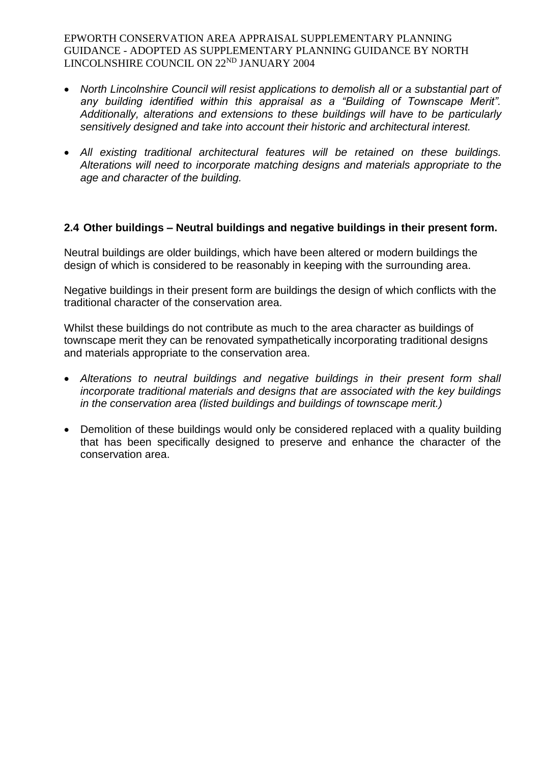- *North Lincolnshire Council will resist applications to demolish all or a substantial part of any building identified within this appraisal as a "Building of Townscape Merit". Additionally, alterations and extensions to these buildings will have to be particularly sensitively designed and take into account their historic and architectural interest.*

- *All existing traditional architectural features will be retained on these buildings. Alterations will need to incorporate matching designs and materials appropriate to the age and character of the building.*

## 2.4 Other buildings – Neutral buildings and negative buildings in their present form.

Neutral buildings are older buildings, which have been altered or modern buildings the design of which is considered to be reasonably in keeping with the surrounding area.

Negative buildings in their present form are buildings the design of which conflicts with the traditional character of the conservation area.

Whilst these buildings do not contribute as much to the area character as buildings of townscape merit they can be renovated sympathetically incorporating traditional designs and materials appropriate to the conservation area.

- *Alterations to neutral buildings and negative buildings in their present form shall incorporate traditional materials and designs that are associated with the key buildings in the conservation area (listed buildings and buildings of townscape merit.)*

- Demolition of these buildings would only be considered replaced with a quality building that has been specifically designed to preserve and enhance the character of the conservation area.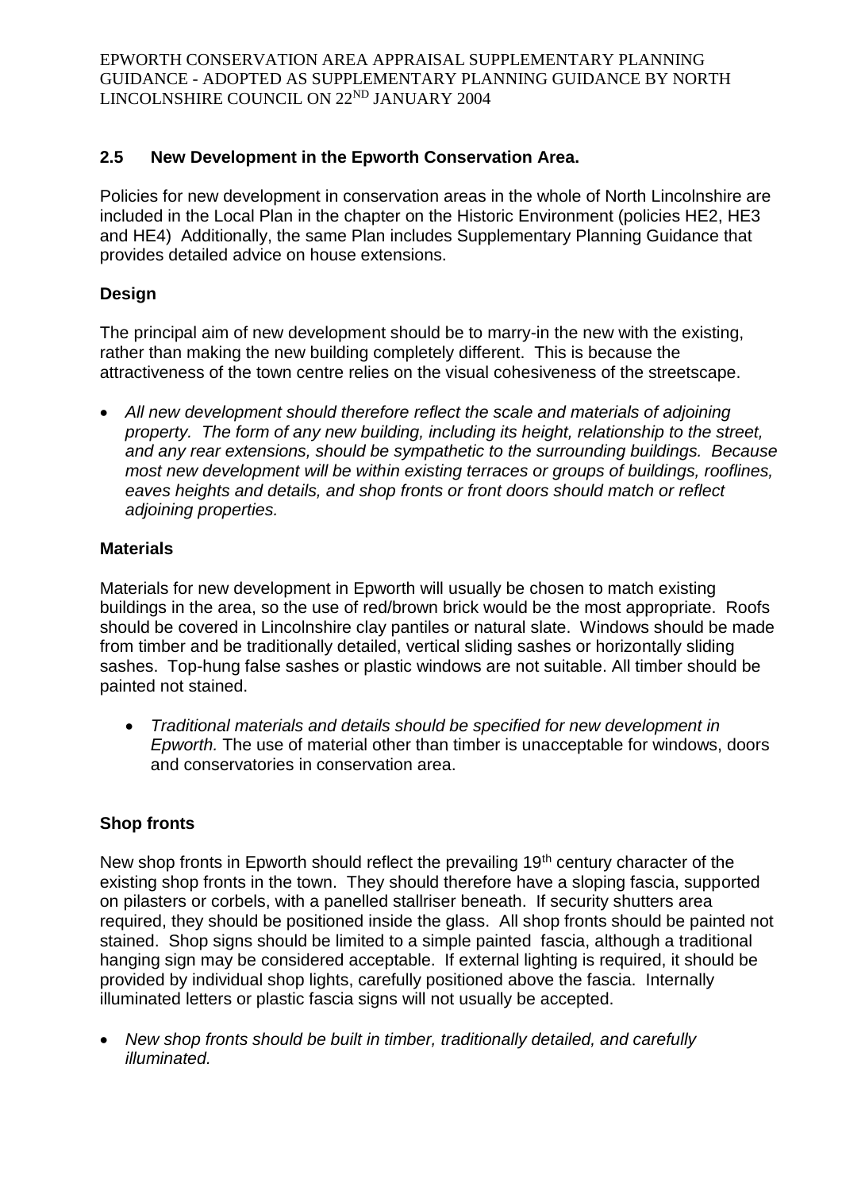## 2.5 New Development in the Epworth Conservation Area.

Policies for new development in conservation areas in the whole of North Lincolnshire are included in the Local Plan in the chapter on the Historic Environment (policies HE2, HE3 and HE4) Additionally, the same Plan includes Supplementary Planning Guidance that provides detailed advice on house extensions.

### Design

The principal aim of new development should be to marry-in the new with the existing, rather than making the new building completely different. This is because the attractiveness of the town centre relies on the visual cohesiveness of the streetscape.

- *All new development should therefore reflect the scale and materials of adjoining property. The form of any new building, including its height, relationship to the street, and any rear extensions, should be sympathetic to the surrounding buildings. Because most new development will be within existing terraces or groups of buildings, rooflines, eaves heights and details, and shop fronts or front doors should match or reflect adjoining properties.*

### Materials

Materials for new development in Epworth will usually be chosen to match existing buildings in the area, so the use of red/brown brick would be the most appropriate. Roofs should be covered in Lincolnshire clay pantiles or natural slate. Windows should be made from timber and be traditionally detailed, vertical sliding sashes or horizontally sliding sashes. Top-hung false sashes or plastic windows are not suitable. All timber should be painted not stained.

- *Traditional materials and details should be specified for new development in Epworth.* The use of material other than timber is unacceptable for windows, doors and conservatories in conservation area.

### Shop fronts

New shop fronts in Epworth should reflect the prevailing 19th century character of the existing shop fronts in the town. They should therefore have a sloping fascia, supported on pilasters or corbels, with a panelled stallriser beneath. If security shutters area required, they should be positioned inside the glass. All shop fronts should be painted not stained. Shop signs should be limited to a simple painted fascia, although a traditional hanging sign may be considered acceptable. If external lighting is required, it should be provided by individual shop lights, carefully positioned above the fascia. Internally illuminated letters or plastic fascia signs will not usually be accepted.

- *New shop fronts should be built in timber, traditionally detailed, and carefully illuminated.*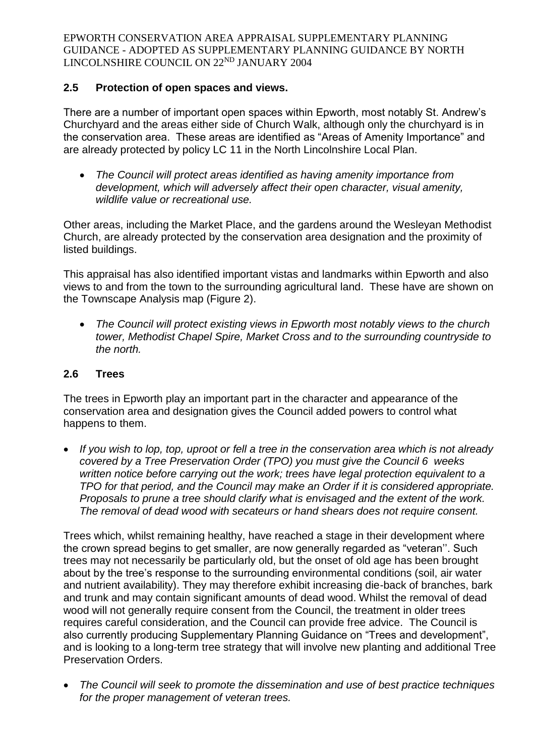## 2.5 Protection of open spaces and views.

There are a number of important open spaces within Epworth, most notably St. Andrew's Churchyard and the areas either side of Church Walk, although only the churchyard is in the conservation area. These areas are identified as "Areas of Amenity Importance" and are already protected by policy LC 11 in the North Lincolnshire Local Plan.

- *The Council will protect areas identified as having amenity importance from development, which will adversely affect their open character, visual amenity, wildlife value or recreational use.*

Other areas, including the Market Place, and the gardens around the Wesleyan Methodist Church, are already protected by the conservation area designation and the proximity of listed buildings.

This appraisal has also identified important vistas and landmarks within Epworth and also views to and from the town to the surrounding agricultural land. These have are shown on the Townscape Analysis map (Figure 2).

- *The Council will protect existing views in Epworth most notably views to the church tower, Methodist Chapel Spire, Market Cross and to the surrounding countryside to the north.*

## 2.6 Trees

The trees in Epworth play an important part in the character and appearance of the conservation area and designation gives the Council added powers to control what happens to them.

- *If you wish to lop, top, uproot or fell a tree in the conservation area which is not already covered by a Tree Preservation Order (TPO) you must give the Council 6 weeks written notice before carrying out the work; trees have legal protection equivalent to a TPO for that period, and the Council may make an Order if it is considered appropriate. Proposals to prune a tree should clarify what is envisaged and the extent of the work. The removal of dead wood with secateurs or hand shears does not require consent.*

Trees which, whilst remaining healthy, have reached a stage in their development where the crown spread begins to get smaller, are now generally regarded as "veteran''. Such trees may not necessarily be particularly old, but the onset of old age has been brought about by the tree's response to the surrounding environmental conditions (soil, air water and nutrient availability). They may therefore exhibit increasing die-back of branches, bark and trunk and may contain significant amounts of dead wood. Whilst the removal of dead wood will not generally require consent from the Council, the treatment in older trees requires careful consideration, and the Council can provide free advice. The Council is also currently producing Supplementary Planning Guidance on "Trees and development", and is looking to a long-term tree strategy that will involve new planting and additional Tree Preservation Orders.

- *The Council will seek to promote the dissemination and use of best practice techniques for the proper management of veteran trees.*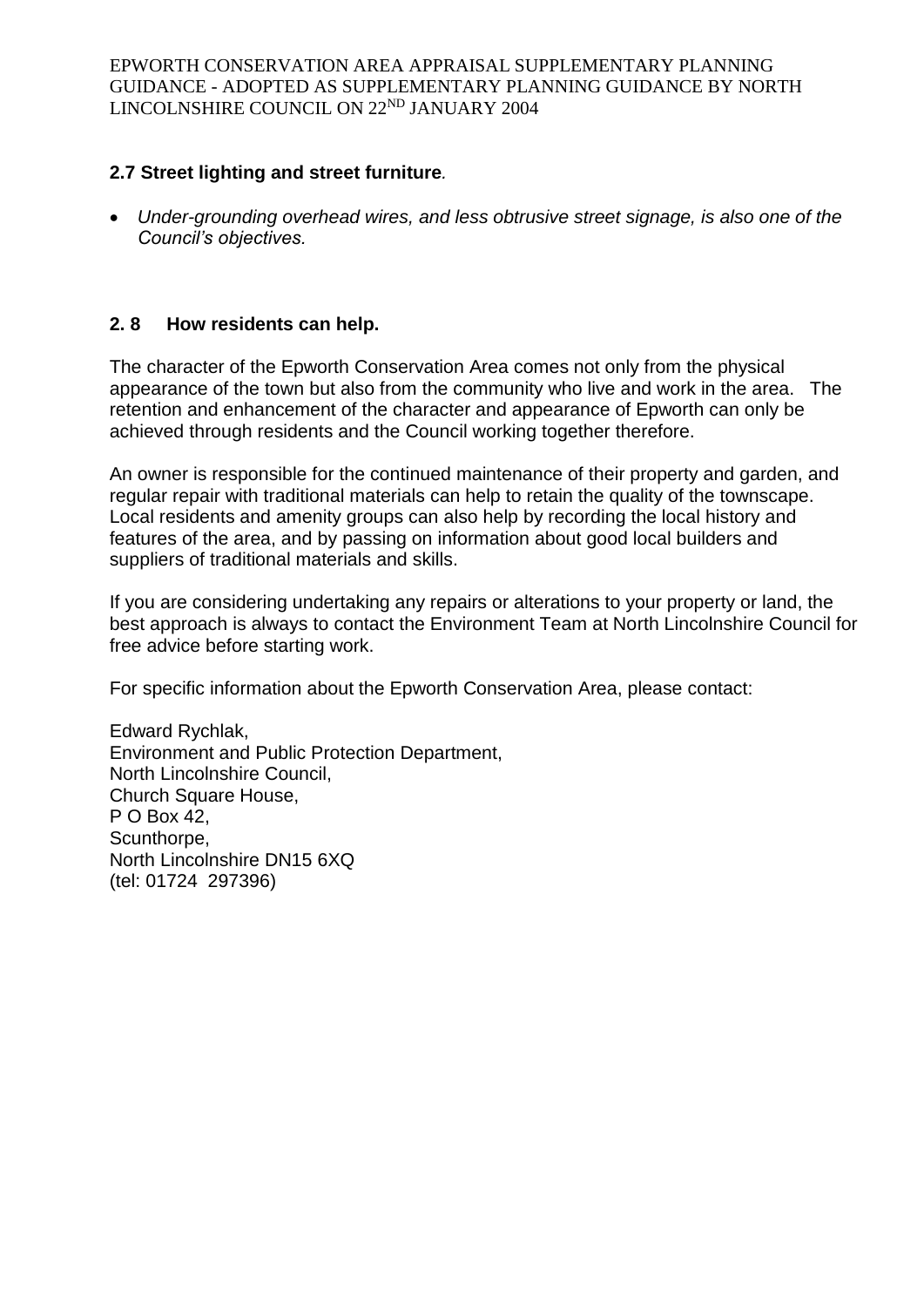## 2.7 Street lighting and street furniture.

- *Under-grounding overhead wires, and less obtrusive street signage, is also one of the Council's objectives.*

## 2. 8 How residents can help.

The character of the Epworth Conservation Area comes not only from the physical appearance of the town but also from the community who live and work in the area. The retention and enhancement of the character and appearance of Epworth can only be achieved through residents and the Council working together therefore.

An owner is responsible for the continued maintenance of their property and garden, and regular repair with traditional materials can help to retain the quality of the townscape. Local residents and amenity groups can also help by recording the local history and features of the area, and by passing on information about good local builders and suppliers of traditional materials and skills.

If you are considering undertaking any repairs or alterations to your property or land, the best approach is always to contact the Environment Team at North Lincolnshire Council for free advice before starting work.

For specific information about the Epworth Conservation Area, please contact:

Edward Rychlak,
Environment and Public Protection Department,
North Lincolnshire Council,
Church Square House,
P O Box 42,
Scunthorpe,
North Lincolnshire DN15 6XQ
(tel: 01724 297396)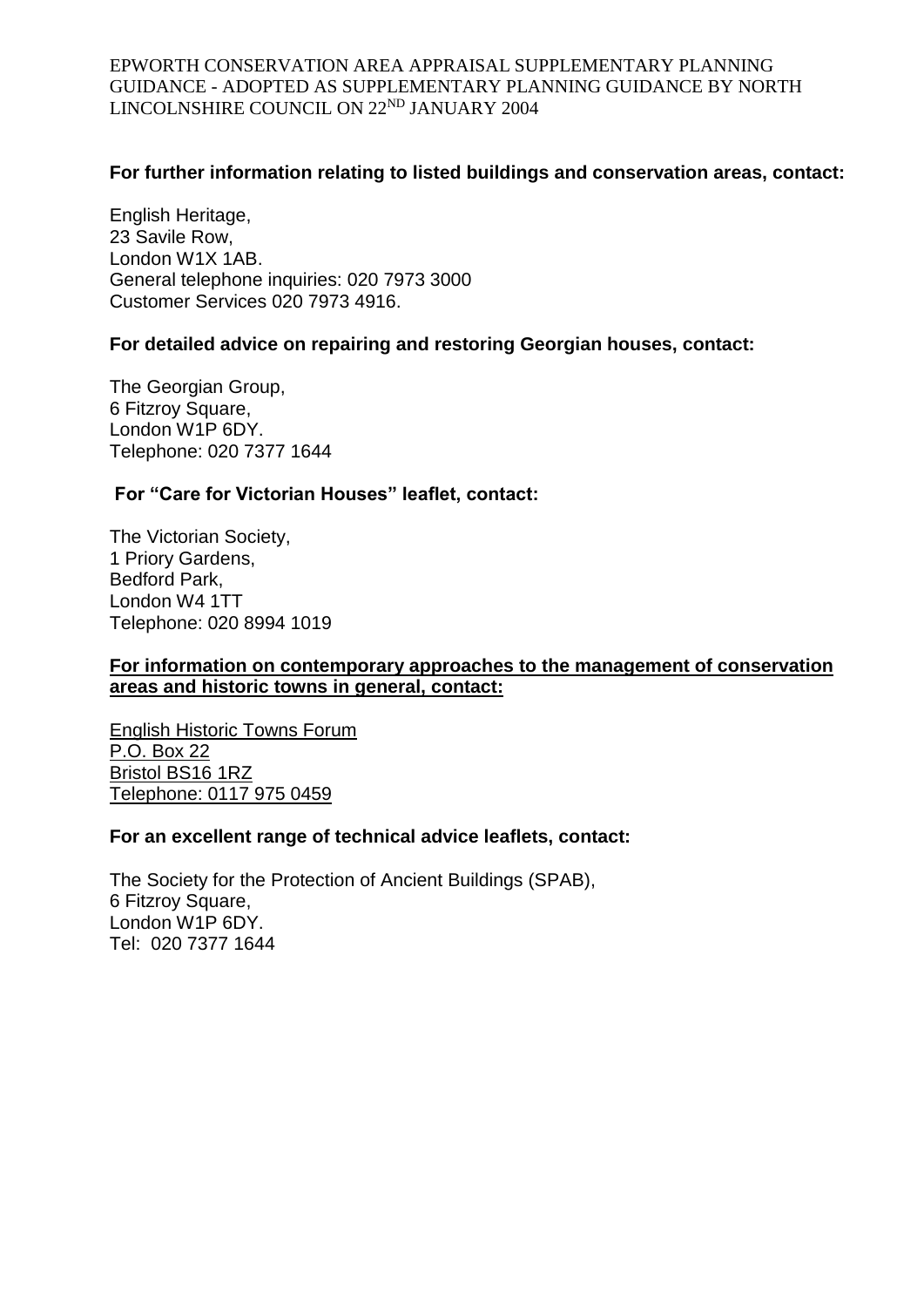**For further information relating to listed buildings and conservation areas, contact:**

English Heritage,
23 Savile Row,
London W1X 1AB.
General telephone inquiries: 020 7973 3000
Customer Services 020 7973 4916.

**For detailed advice on repairing and restoring Georgian houses, contact:**

The Georgian Group,
6 Fitzroy Square,
London W1P 6DY.
Telephone: 020 7377 1644

**For "Care for Victorian Houses" leaflet, contact:**

The Victorian Society,
1 Priory Gardens,
Bedford Park,
London W4 1TT
Telephone: 020 8994 1019

**For information on contemporary approaches to the management of conservation areas and historic towns in general, contact:**

English Historic Towns Forum
P.O. Box 22
Bristol BS16 1RZ
Telephone: 0117 975 0459

**For an excellent range of technical advice leaflets, contact:**

The Society for the Protection of Ancient Buildings (SPAB),
6 Fitzroy Square,
London W1P 6DY.
Tel: 020 7377 1644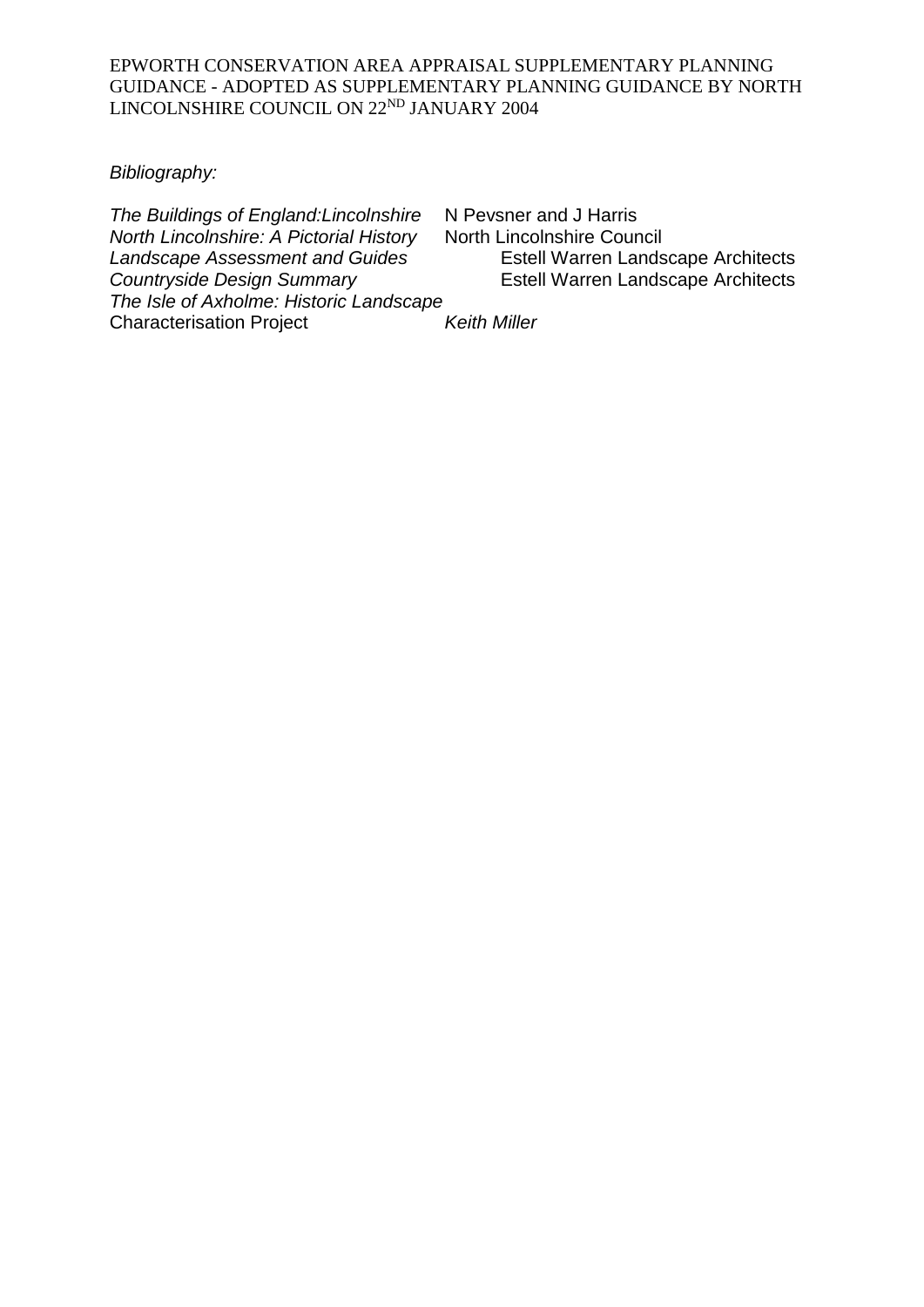*Bibliography:*

| | |
|---|---|
| *The Buildings of England:Lincolnshire* | N Pevsner and J Harris |
| *North Lincolnshire: A Pictorial History* | North Lincolnshire Council |
| *Landscape Assessment and Guides* | Estell Warren Landscape Architects |
| *Countryside Design Summary* | Estell Warren Landscape Architects |
| *The Isle of Axholme: Historic Landscape* Characterisation Project | *Keith Miller* |